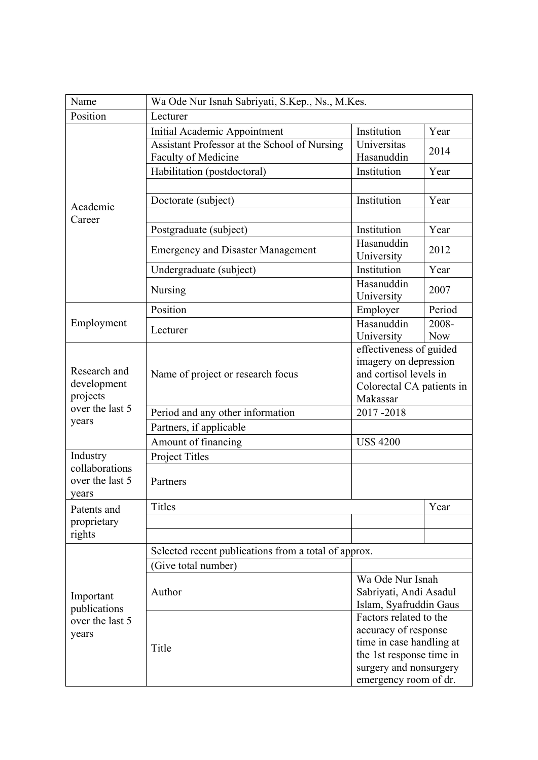| Name | Wa Ode Nur Isnah Sabriyati, S.Kep., Ns., M.Kes. | | |
|---|---|---|---|
| Position | Lecturer | | |
| Academic Career | Initial Academic Appointment | Institution | Year |
| | Assistant Professor at the School of Nursing Faculty of Medicine | Universitas Hasanuddin | 2014 |
| | Habilitation (postdoctoral) | Institution | Year |
| | | | |
| | Doctorate (subject) | Institution | Year |
| | | | |
| | Postgraduate (subject) | Institution | Year |
| | Emergency and Disaster Management | Hasanuddin University | 2012 |
| | Undergraduate (subject) | Institution | Year |
| | Nursing | Hasanuddin University | 2007 |
| Employment | Position | Employer | Period |
| | Lecturer | Hasanuddin University | 2008-Now |
| Research and development projects over the last 5 years | Name of project or research focus | effectiveness of guided imagery on depression and cortisol levels in Colorectal CA patients in Makassar | |
| | Period and any other information | 2017 -2018 | |
| | Partners, if applicable | | |
| | Amount of financing | US$ 4200 | |
| Industry collaborations over the last 5 years | Project Titles | | |
| | Partners | | |
| Patents and proprietary rights | Titles | | Year |
| | | | |
| | | | |
| Important publications over the last 5 years | Selected recent publications from a total of approx. | | |
| | (Give total number) | | |
| | Author | Wa Ode Nur Isnah Sabriyati, Andi Asadul Islam, Syafruddin Gaus | |
| | Title | Factors related to the accuracy of response time in case handling at the 1st response time in surgery and nonsurgery emergency room of dr. | |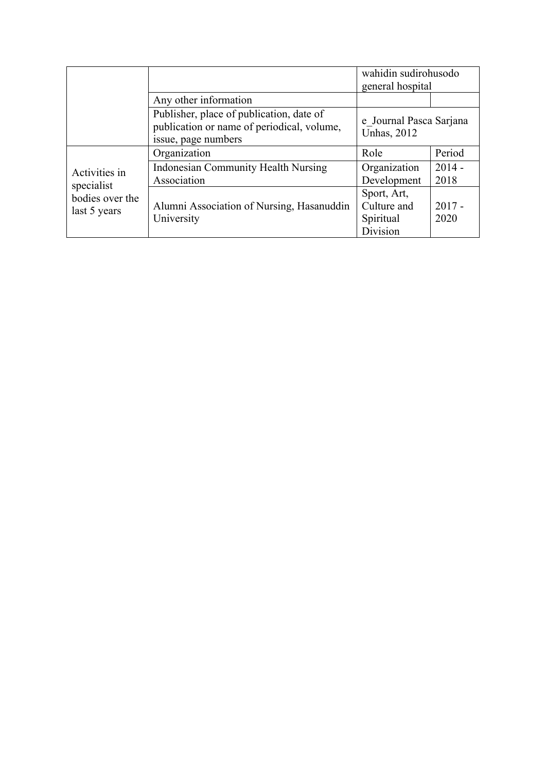| | | | |
|---|---|---|---|
| | | wahidin sudirohusodo general hospital | |
| | Any other information | | |
| | Publisher, place of publication, date of publication or name of periodical, volume, issue, page numbers | e_Journal Pasca Sarjana Unhas, 2012 | |
| Activities in specialist bodies over the last 5 years | Organization | Role | Period |
| | Indonesian Community Health Nursing Association | Organization Development | 2014 - 2018 |
| | Alumni Association of Nursing, Hasanuddin University | Sport, Art, Culture and Spiritual Division | 2017 - 2020 |